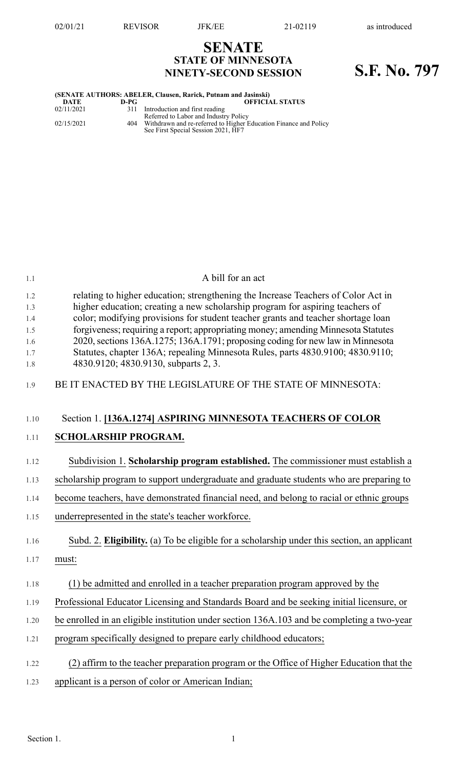# SENATE
## STATE OF MINNESOTA
## NINETY-SECOND SESSION

**S.F. No. 797**

**(SENATE AUTHORS: ABELER, Clausen, Rarick, Putnam and Jasinski)**

| DATE | D-PG | OFFICIAL STATUS |
| --- | --- | --- |
| 02/11/2021 | 311 | Introduction and first reading<br>Referred to Labor and Industry Policy |
| 02/15/2021 | 404 | Withdrawn and re-referred to Higher Education Finance and Policy<br>See First Special Session 2021, HF7 |

A bill for an act

relating to higher education; strengthening the Increase Teachers of Color Act in higher education; creating a new scholarship program for aspiring teachers of color; modifying provisions for student teacher grants and teacher shortage loan forgiveness; requiring a report; appropriating money; amending Minnesota Statutes 2020, sections 136A.1275; 136A.1791; proposing coding for new law in Minnesota Statutes, chapter 136A; repealing Minnesota Rules, parts 4830.9100; 4830.9110; 4830.9120; 4830.9130, subparts 2, 3.

BE IT ENACTED BY THE LEGISLATURE OF THE STATE OF MINNESOTA:

Section 1. **[136A.1274] ASPIRING MINNESOTA TEACHERS OF COLOR SCHOLARSHIP PROGRAM.**

Subdivision 1. **Scholarship program established.** The commissioner must establish a scholarship program to support undergraduate and graduate students who are preparing to become teachers, have demonstrated financial need, and belong to racial or ethnic groups underrepresented in the state's teacher workforce.

Subd. 2. **Eligibility.** (a) To be eligible for a scholarship under this section, an applicant must:

(1) be admitted and enrolled in a teacher preparation program approved by the Professional Educator Licensing and Standards Board and be seeking initial licensure, or be enrolled in an eligible institution under section 136A.103 and be completing a two-year program specifically designed to prepare early childhood educators;

(2) affirm to the teacher preparation program or the Office of Higher Education that the applicant is a person of color or American Indian;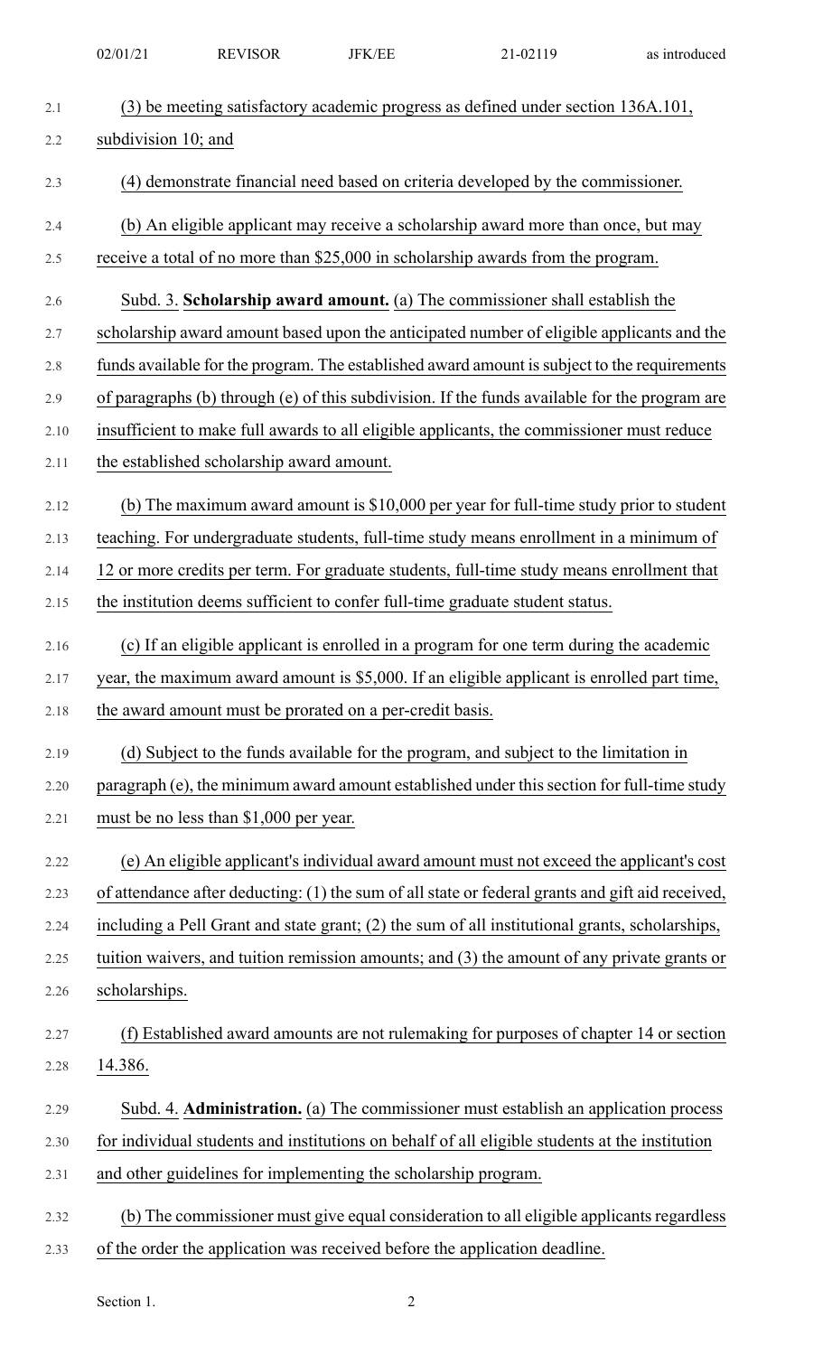(3) be meeting satisfactory academic progress as defined under section 136A.101, subdivision 10; and

(4) demonstrate financial need based on criteria developed by the commissioner.

(b) An eligible applicant may receive a scholarship award more than once, but may receive a total of no more than $25,000 in scholarship awards from the program.

Subd. 3. **Scholarship award amount.** (a) The commissioner shall establish the scholarship award amount based upon the anticipated number of eligible applicants and the funds available for the program. The established award amount is subject to the requirements of paragraphs (b) through (e) of this subdivision. If the funds available for the program are insufficient to make full awards to all eligible applicants, the commissioner must reduce the established scholarship award amount.

(b) The maximum award amount is $10,000 per year for full-time study prior to student teaching. For undergraduate students, full-time study means enrollment in a minimum of 12 or more credits per term. For graduate students, full-time study means enrollment that the institution deems sufficient to confer full-time graduate student status.

(c) If an eligible applicant is enrolled in a program for one term during the academic year, the maximum award amount is $5,000. If an eligible applicant is enrolled part time, the award amount must be prorated on a per-credit basis.

(d) Subject to the funds available for the program, and subject to the limitation in paragraph (e), the minimum award amount established under this section for full-time study must be no less than $1,000 per year.

(e) An eligible applicant's individual award amount must not exceed the applicant's cost of attendance after deducting: (1) the sum of all state or federal grants and gift aid received, including a Pell Grant and state grant; (2) the sum of all institutional grants, scholarships, tuition waivers, and tuition remission amounts; and (3) the amount of any private grants or scholarships.

(f) Established award amounts are not rulemaking for purposes of chapter 14 or section 14.386.

Subd. 4. **Administration.** (a) The commissioner must establish an application process for individual students and institutions on behalf of all eligible students at the institution and other guidelines for implementing the scholarship program.

(b) The commissioner must give equal consideration to all eligible applicants regardless of the order the application was received before the application deadline.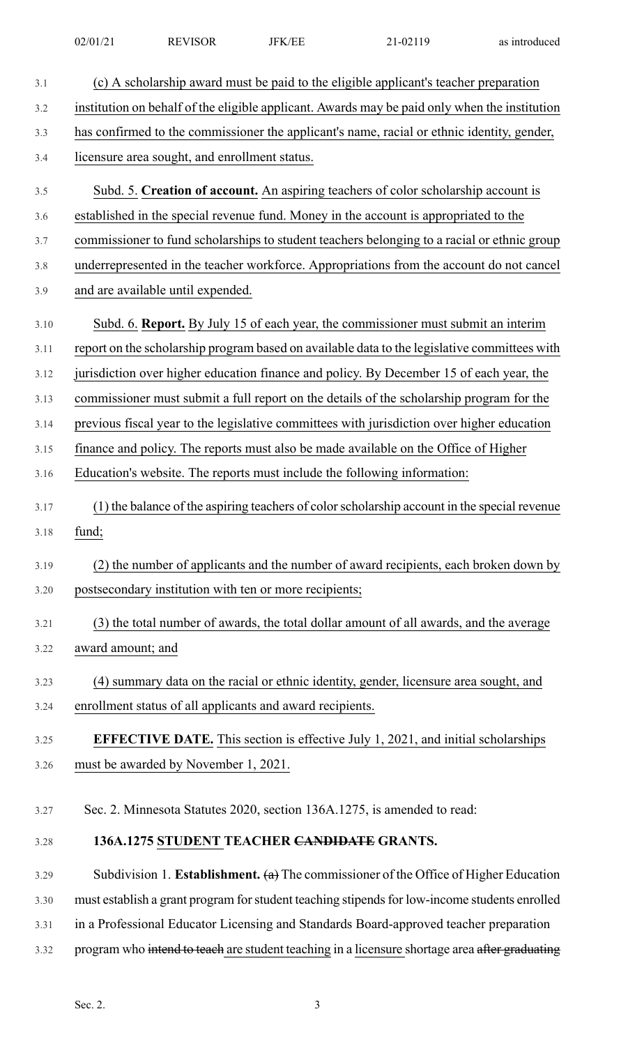(c) A scholarship award must be paid to the eligible applicant's teacher preparation institution on behalf of the eligible applicant. Awards may be paid only when the institution has confirmed to the commissioner the applicant's name, racial or ethnic identity, gender, licensure area sought, and enrollment status.

Subd. 5. **Creation of account.** An aspiring teachers of color scholarship account is established in the special revenue fund. Money in the account is appropriated to the commissioner to fund scholarships to student teachers belonging to a racial or ethnic group underrepresented in the teacher workforce. Appropriations from the account do not cancel and are available until expended.

Subd. 6. **Report.** By July 15 of each year, the commissioner must submit an interim report on the scholarship program based on available data to the legislative committees with jurisdiction over higher education finance and policy. By December 15 of each year, the commissioner must submit a full report on the details of the scholarship program for the previous fiscal year to the legislative committees with jurisdiction over higher education finance and policy. The reports must also be made available on the Office of Higher Education's website. The reports must include the following information:

(1) the balance of the aspiring teachers of color scholarship account in the special revenue fund;

(2) the number of applicants and the number of award recipients, each broken down by postsecondary institution with ten or more recipients;

(3) the total number of awards, the total dollar amount of all awards, and the average award amount; and

(4) summary data on the racial or ethnic identity, gender, licensure area sought, and enrollment status of all applicants and award recipients.

**EFFECTIVE DATE.** This section is effective July 1, 2021, and initial scholarships must be awarded by November 1, 2021.

Sec. 2. Minnesota Statutes 2020, section 136A.1275, is amended to read:

**136A.1275 STUDENT TEACHER ~~CANDIDATE~~ GRANTS.**

Subdivision 1. **Establishment.** ~~(a)~~ The commissioner of the Office of Higher Education must establish a grant program for student teaching stipends for low-income students enrolled in a Professional Educator Licensing and Standards Board-approved teacher preparation program who ~~intend to teach~~ are student teaching in a licensure shortage area ~~after graduating~~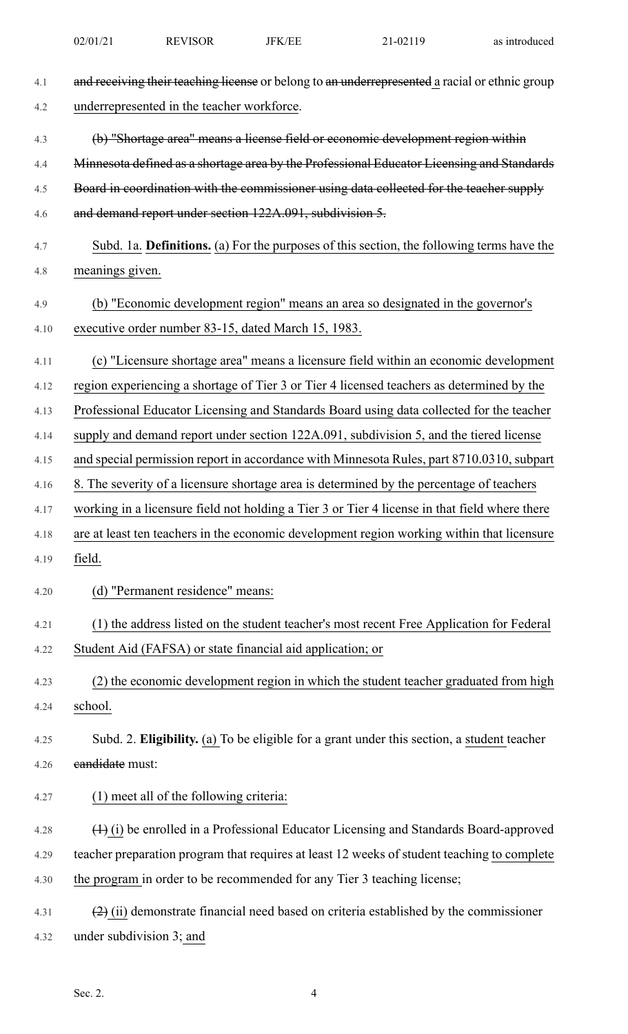and receiving their teaching license or belong to ~~an underrepresented~~ a racial or ethnic group underrepresented in the teacher workforce.

~~(b) "Shortage area" means a license field or economic development region within Minnesota defined as a shortage area by the Professional Educator Licensing and Standards Board in coordination with the commissioner using data collected for the teacher supply and demand report under section 122A.091, subdivision 5.~~

Subd. 1a. **Definitions.** (a) For the purposes of this section, the following terms have the meanings given.

(b) "Economic development region" means an area so designated in the governor's executive order number 83-15, dated March 15, 1983.

(c) "Licensure shortage area" means a licensure field within an economic development region experiencing a shortage of Tier 3 or Tier 4 licensed teachers as determined by the Professional Educator Licensing and Standards Board using data collected for the teacher supply and demand report under section 122A.091, subdivision 5, and the tiered license and special permission report in accordance with Minnesota Rules, part 8710.0310, subpart 8. The severity of a licensure shortage area is determined by the percentage of teachers working in a licensure field not holding a Tier 3 or Tier 4 license in that field where there are at least ten teachers in the economic development region working within that licensure field.

(d) "Permanent residence" means:

(1) the address listed on the student teacher's most recent Free Application for Federal Student Aid (FAFSA) or state financial aid application; or

(2) the economic development region in which the student teacher graduated from high school.

Subd. 2. **Eligibility.** (a) To be eligible for a grant under this section, a student teacher ~~candidate~~ must:

(1) meet all of the following criteria:

~~(1)~~ (i) be enrolled in a Professional Educator Licensing and Standards Board-approved teacher preparation program that requires at least 12 weeks of student teaching to complete the program in order to be recommended for any Tier 3 teaching license;

~~(2)~~ (ii) demonstrate financial need based on criteria established by the commissioner under subdivision 3; and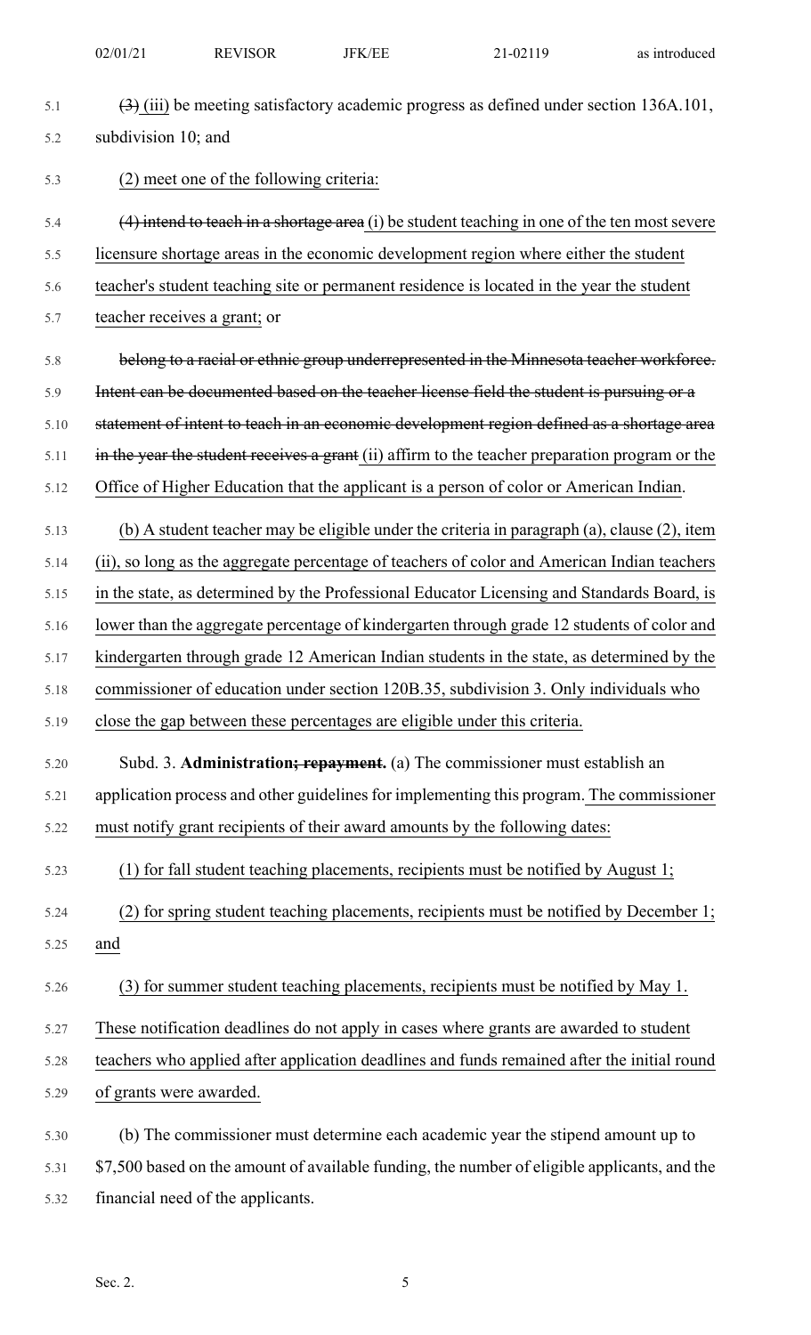~~(3)~~ (iii) be meeting satisfactory academic progress as defined under section 136A.101, subdivision 10; and

(2) meet one of the following criteria:

~~(4) intend to teach in a shortage area~~ (i) be student teaching in one of the ten most severe licensure shortage areas in the economic development region where either the student teacher's student teaching site or permanent residence is located in the year the student teacher receives a grant; or

~~belong to a racial or ethnic group underrepresented in the Minnesota teacher workforce. Intent can be documented based on the teacher license field the student is pursuing or a statement of intent to teach in an economic development region defined as a shortage area in the year the student receives a grant~~ (ii) affirm to the teacher preparation program or the Office of Higher Education that the applicant is a person of color or American Indian.

(b) A student teacher may be eligible under the criteria in paragraph (a), clause (2), item (ii), so long as the aggregate percentage of teachers of color and American Indian teachers in the state, as determined by the Professional Educator Licensing and Standards Board, is lower than the aggregate percentage of kindergarten through grade 12 students of color and kindergarten through grade 12 American Indian students in the state, as determined by the commissioner of education under section 120B.35, subdivision 3. Only individuals who close the gap between these percentages are eligible under this criteria.

Subd. 3. **Administration~~; repayment~~.** (a) The commissioner must establish an application process and other guidelines for implementing this program. The commissioner must notify grant recipients of their award amounts by the following dates:

(1) for fall student teaching placements, recipients must be notified by August 1;

(2) for spring student teaching placements, recipients must be notified by December 1; and

(3) for summer student teaching placements, recipients must be notified by May 1.

These notification deadlines do not apply in cases where grants are awarded to student teachers who applied after application deadlines and funds remained after the initial round of grants were awarded.

(b) The commissioner must determine each academic year the stipend amount up to $7,500 based on the amount of available funding, the number of eligible applicants, and the financial need of the applicants.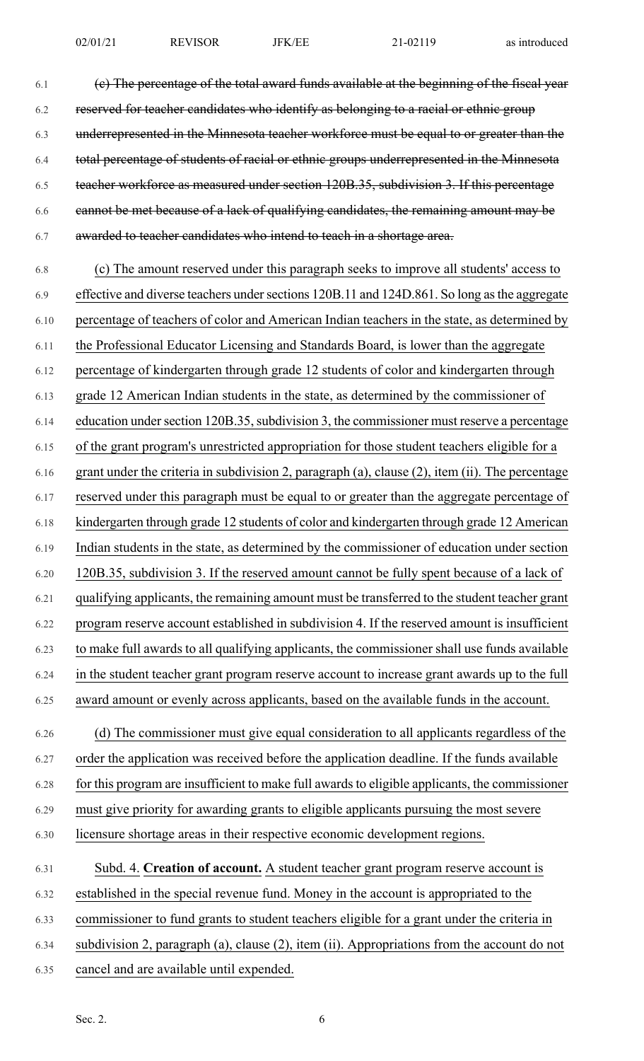~~(c) The percentage of the total award funds available at the beginning of the fiscal year reserved for teacher candidates who identify as belonging to a racial or ethnic group underrepresented in the Minnesota teacher workforce must be equal to or greater than the total percentage of students of racial or ethnic groups underrepresented in the Minnesota teacher workforce as measured under section 120B.35, subdivision 3. If this percentage cannot be met because of a lack of qualifying candidates, the remaining amount may be awarded to teacher candidates who intend to teach in a shortage area.~~

<u>(c) The amount reserved under this paragraph seeks to improve all students' access to effective and diverse teachers under sections 120B.11 and 124D.861. So long as the aggregate percentage of teachers of color and American Indian teachers in the state, as determined by the Professional Educator Licensing and Standards Board, is lower than the aggregate percentage of kindergarten through grade 12 students of color and kindergarten through grade 12 American Indian students in the state, as determined by the commissioner of education under section 120B.35, subdivision 3, the commissioner must reserve a percentage of the grant program's unrestricted appropriation for those student teachers eligible for a grant under the criteria in subdivision 2, paragraph (a), clause (2), item (ii). The percentage reserved under this paragraph must be equal to or greater than the aggregate percentage of kindergarten through grade 12 students of color and kindergarten through grade 12 American Indian students in the state, as determined by the commissioner of education under section 120B.35, subdivision 3. If the reserved amount cannot be fully spent because of a lack of qualifying applicants, the remaining amount must be transferred to the student teacher grant program reserve account established in subdivision 4. If the reserved amount is insufficient to make full awards to all qualifying applicants, the commissioner shall use funds available in the student teacher grant program reserve account to increase grant awards up to the full award amount or evenly across applicants, based on the available funds in the account.</u>

<u>(d) The commissioner must give equal consideration to all applicants regardless of the order the application was received before the application deadline. If the funds available for this program are insufficient to make full awards to eligible applicants, the commissioner must give priority for awarding grants to eligible applicants pursuing the most severe licensure shortage areas in their respective economic development regions.</u>

<u>Subd. 4.</u> **<u>Creation of account.</u>** <u>A student teacher grant program reserve account is established in the special revenue fund. Money in the account is appropriated to the commissioner to fund grants to student teachers eligible for a grant under the criteria in subdivision 2, paragraph (a), clause (2), item (ii). Appropriations from the account do not cancel and are available until expended.</u>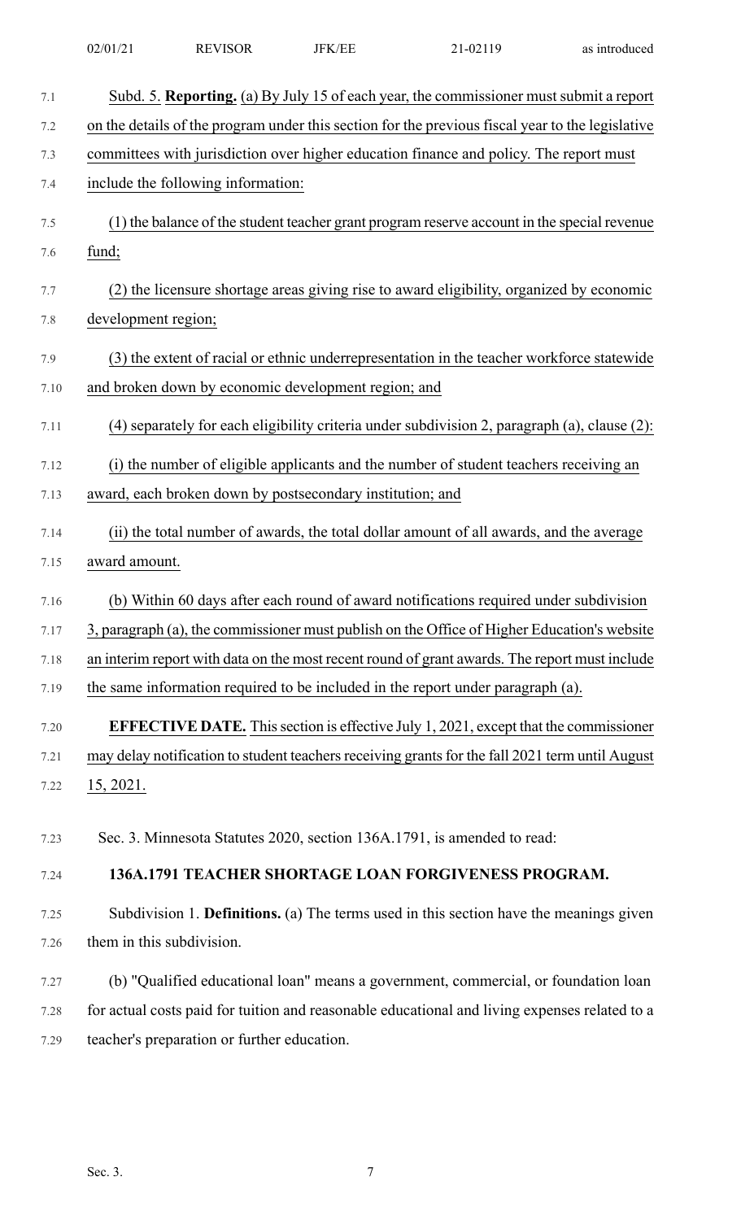Subd. 5. **Reporting.** (a) By July 15 of each year, the commissioner must submit a report on the details of the program under this section for the previous fiscal year to the legislative committees with jurisdiction over higher education finance and policy. The report must include the following information:

(1) the balance of the student teacher grant program reserve account in the special revenue fund;

(2) the licensure shortage areas giving rise to award eligibility, organized by economic development region;

(3) the extent of racial or ethnic underrepresentation in the teacher workforce statewide and broken down by economic development region; and

(4) separately for each eligibility criteria under subdivision 2, paragraph (a), clause (2):

(i) the number of eligible applicants and the number of student teachers receiving an award, each broken down by postsecondary institution; and

(ii) the total number of awards, the total dollar amount of all awards, and the average award amount.

(b) Within 60 days after each round of award notifications required under subdivision 3, paragraph (a), the commissioner must publish on the Office of Higher Education's website an interim report with data on the most recent round of grant awards. The report must include the same information required to be included in the report under paragraph (a).

**EFFECTIVE DATE.** This section is effective July 1, 2021, except that the commissioner may delay notification to student teachers receiving grants for the fall 2021 term until August 15, 2021.

Sec. 3. Minnesota Statutes 2020, section 136A.1791, is amended to read:

**136A.1791 TEACHER SHORTAGE LOAN FORGIVENESS PROGRAM.**

Subdivision 1. **Definitions.** (a) The terms used in this section have the meanings given them in this subdivision.

(b) "Qualified educational loan" means a government, commercial, or foundation loan for actual costs paid for tuition and reasonable educational and living expenses related to a teacher's preparation or further education.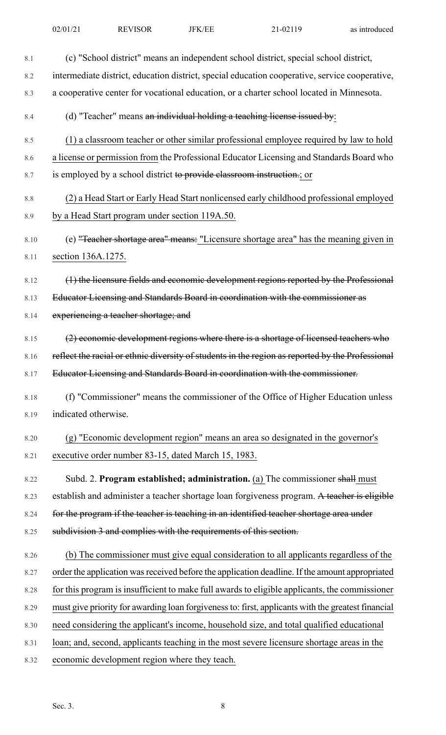(c) "School district" means an independent school district, special school district, intermediate district, education district, special education cooperative, service cooperative, a cooperative center for vocational education, or a charter school located in Minnesota.

(d) "Teacher" means ~~an individual holding a teaching license issued by~~:

(1) a classroom teacher or other similar professional employee required by law to hold a license or permission from the Professional Educator Licensing and Standards Board who is employed by a school district ~~to provide classroom instruction.~~; or

(2) a Head Start or Early Head Start nonlicensed early childhood professional employed by a Head Start program under section 119A.50.

(e) ~~"Teacher shortage area" means:~~ "Licensure shortage area" has the meaning given in section 136A.1275.

~~(1) the licensure fields and economic development regions reported by the Professional Educator Licensing and Standards Board in coordination with the commissioner as experiencing a teacher shortage; and~~

~~(2) economic development regions where there is a shortage of licensed teachers who reflect the racial or ethnic diversity of students in the region as reported by the Professional Educator Licensing and Standards Board in coordination with the commissioner.~~

(f) "Commissioner" means the commissioner of the Office of Higher Education unless indicated otherwise.

(g) "Economic development region" means an area so designated in the governor's executive order number 83-15, dated March 15, 1983.

Subd. 2. **Program established; administration.** (a) The commissioner ~~shall~~ must establish and administer a teacher shortage loan forgiveness program. ~~A teacher is eligible for the program if the teacher is teaching in an identified teacher shortage area under subdivision 3 and complies with the requirements of this section.~~

(b) The commissioner must give equal consideration to all applicants regardless of the order the application was received before the application deadline. If the amount appropriated for this program is insufficient to make full awards to eligible applicants, the commissioner must give priority for awarding loan forgiveness to: first, applicants with the greatest financial need considering the applicant's income, household size, and total qualified educational loan; and, second, applicants teaching in the most severe licensure shortage areas in the economic development region where they teach.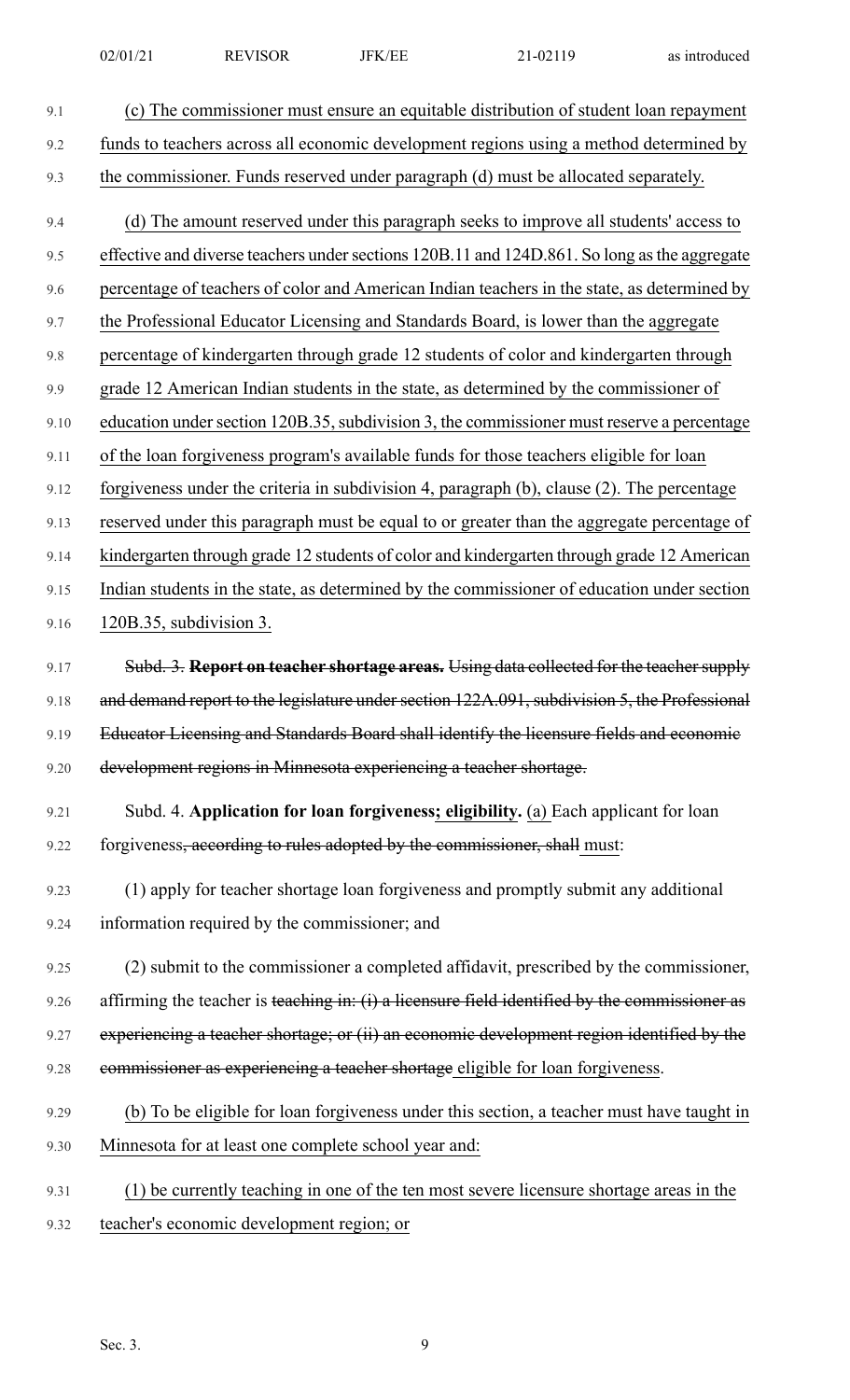(c) The commissioner must ensure an equitable distribution of student loan repayment funds to teachers across all economic development regions using a method determined by the commissioner. Funds reserved under paragraph (d) must be allocated separately.

(d) The amount reserved under this paragraph seeks to improve all students' access to effective and diverse teachers under sections 120B.11 and 124D.861. So long as the aggregate percentage of teachers of color and American Indian teachers in the state, as determined by the Professional Educator Licensing and Standards Board, is lower than the aggregate percentage of kindergarten through grade 12 students of color and kindergarten through grade 12 American Indian students in the state, as determined by the commissioner of education under section 120B.35, subdivision 3, the commissioner must reserve a percentage of the loan forgiveness program's available funds for those teachers eligible for loan forgiveness under the criteria in subdivision 4, paragraph (b), clause (2). The percentage reserved under this paragraph must be equal to or greater than the aggregate percentage of kindergarten through grade 12 students of color and kindergarten through grade 12 American Indian students in the state, as determined by the commissioner of education under section 120B.35, subdivision 3.

~~Subd. 3.~~ ~~**Report on teacher shortage areas.**~~ ~~Using data collected for the teacher supply and demand report to the legislature under section 122A.091, subdivision 5, the Professional Educator Licensing and Standards Board shall identify the licensure fields and economic development regions in Minnesota experiencing a teacher shortage.~~

Subd. 4. **Application for loan forgiveness; eligibility.** (a) Each applicant for loan forgiveness~~, according to rules adopted by the commissioner, shall~~ must:

(1) apply for teacher shortage loan forgiveness and promptly submit any additional information required by the commissioner; and

(2) submit to the commissioner a completed affidavit, prescribed by the commissioner, affirming the teacher is ~~teaching in: (i) a licensure field identified by the commissioner as experiencing a teacher shortage; or (ii) an economic development region identified by the commissioner as experiencing a teacher shortage~~ eligible for loan forgiveness.

(b) To be eligible for loan forgiveness under this section, a teacher must have taught in Minnesota for at least one complete school year and:

(1) be currently teaching in one of the ten most severe licensure shortage areas in the teacher's economic development region; or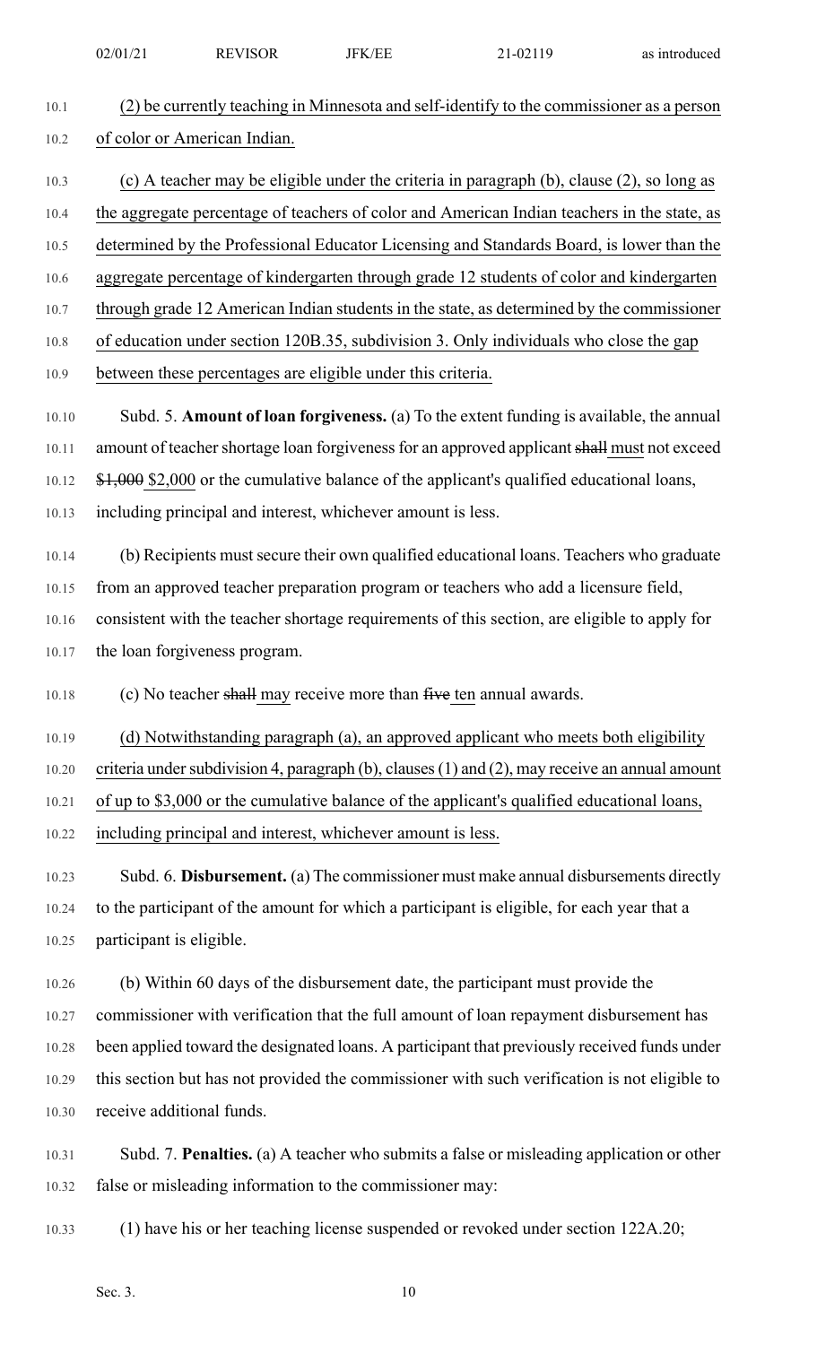(2) be currently teaching in Minnesota and self-identify to the commissioner as a person of color or American Indian.

(c) A teacher may be eligible under the criteria in paragraph (b), clause (2), so long as the aggregate percentage of teachers of color and American Indian teachers in the state, as determined by the Professional Educator Licensing and Standards Board, is lower than the aggregate percentage of kindergarten through grade 12 students of color and kindergarten through grade 12 American Indian students in the state, as determined by the commissioner of education under section 120B.35, subdivision 3. Only individuals who close the gap between these percentages are eligible under this criteria.

Subd. 5. **Amount of loan forgiveness.** (a) To the extent funding is available, the annual amount of teacher shortage loan forgiveness for an approved applicant ~~shall~~ must not exceed ~~$1,000~~ $2,000 or the cumulative balance of the applicant's qualified educational loans, including principal and interest, whichever amount is less.

(b) Recipients must secure their own qualified educational loans. Teachers who graduate from an approved teacher preparation program or teachers who add a licensure field, consistent with the teacher shortage requirements of this section, are eligible to apply for the loan forgiveness program.

(c) No teacher ~~shall~~ may receive more than ~~five~~ ten annual awards.

(d) Notwithstanding paragraph (a), an approved applicant who meets both eligibility criteria under subdivision 4, paragraph (b), clauses (1) and (2), may receive an annual amount of up to $3,000 or the cumulative balance of the applicant's qualified educational loans, including principal and interest, whichever amount is less.

Subd. 6. **Disbursement.** (a) The commissioner must make annual disbursements directly to the participant of the amount for which a participant is eligible, for each year that a participant is eligible.

(b) Within 60 days of the disbursement date, the participant must provide the commissioner with verification that the full amount of loan repayment disbursement has been applied toward the designated loans. A participant that previously received funds under this section but has not provided the commissioner with such verification is not eligible to receive additional funds.

Subd. 7. **Penalties.** (a) A teacher who submits a false or misleading application or other false or misleading information to the commissioner may:

(1) have his or her teaching license suspended or revoked under section 122A.20;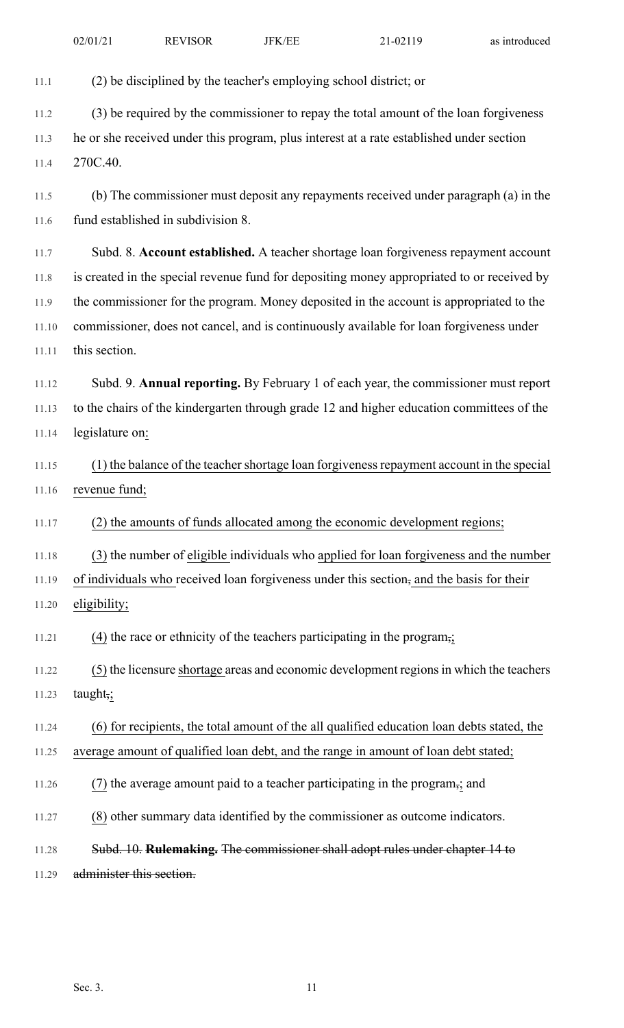(2) be disciplined by the teacher's employing school district; or

(3) be required by the commissioner to repay the total amount of the loan forgiveness he or she received under this program, plus interest at a rate established under section 270C.40.

(b) The commissioner must deposit any repayments received under paragraph (a) in the fund established in subdivision 8.

Subd. 8. **Account established.** A teacher shortage loan forgiveness repayment account is created in the special revenue fund for depositing money appropriated to or received by the commissioner for the program. Money deposited in the account is appropriated to the commissioner, does not cancel, and is continuously available for loan forgiveness under this section.

Subd. 9. **Annual reporting.** By February 1 of each year, the commissioner must report to the chairs of the kindergarten through grade 12 and higher education committees of the legislature on:

(1) the balance of the teacher shortage loan forgiveness repayment account in the special revenue fund;

(2) the amounts of funds allocated among the economic development regions;

(3) the number of eligible individuals who applied for loan forgiveness and the number of individuals who received loan forgiveness under this section, and the basis for their eligibility;

(4) the race or ethnicity of the teachers participating in the program,;

(5) the licensure shortage areas and economic development regions in which the teachers taught,;

(6) for recipients, the total amount of the all qualified education loan debts stated, the average amount of qualified loan debt, and the range in amount of loan debt stated;

(7) the average amount paid to a teacher participating in the program,; and

(8) other summary data identified by the commissioner as outcome indicators.

~~Subd. 10. **Rulemaking.** The commissioner shall adopt rules under chapter 14 to administer this section.~~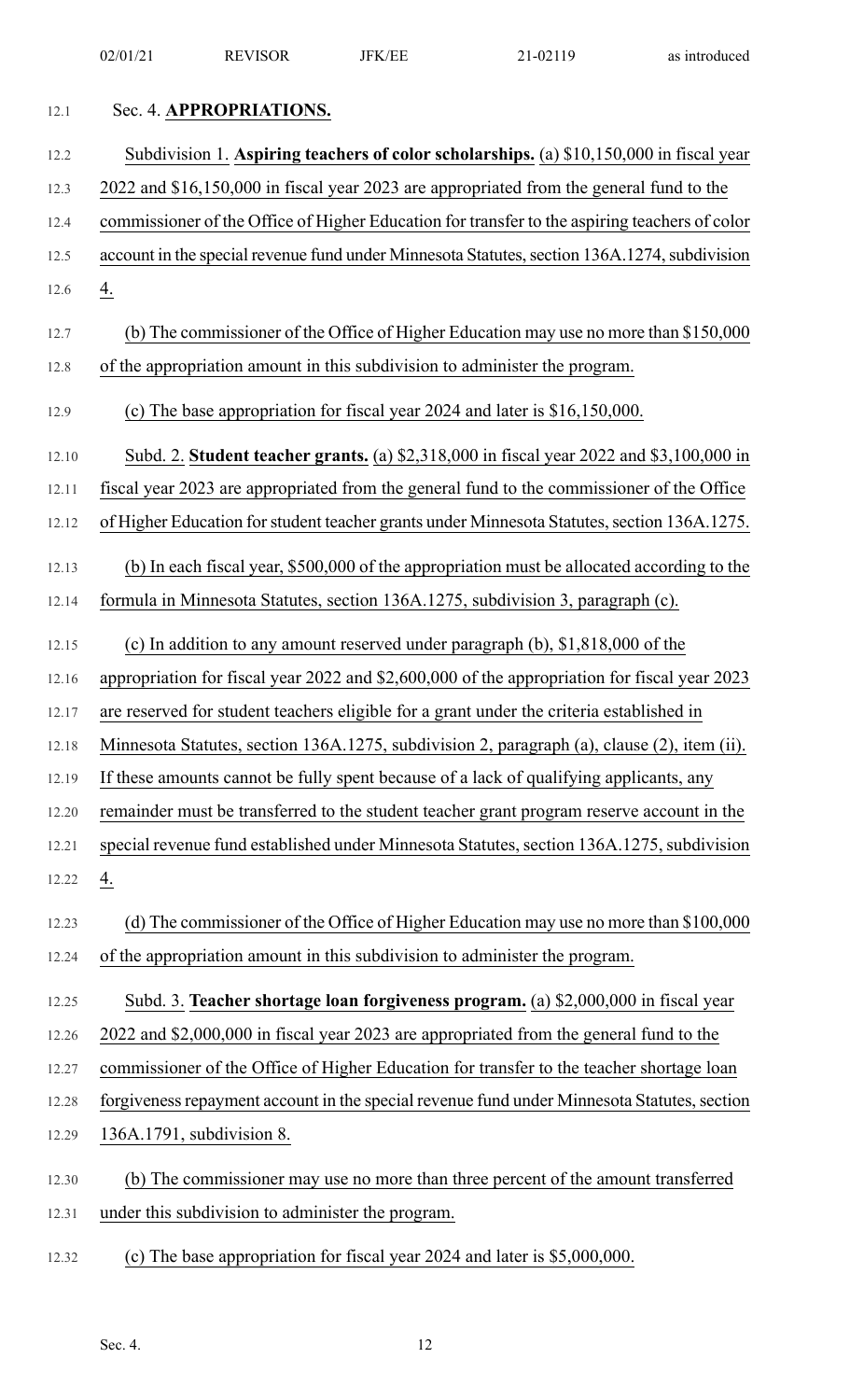Sec. 4. **APPROPRIATIONS.**

Subdivision 1. **Aspiring teachers of color scholarships.** (a) $10,150,000 in fiscal year 2022 and $16,150,000 in fiscal year 2023 are appropriated from the general fund to the commissioner of the Office of Higher Education for transfer to the aspiring teachers of color account in the special revenue fund under Minnesota Statutes, section 136A.1274, subdivision 4.

(b) The commissioner of the Office of Higher Education may use no more than $150,000 of the appropriation amount in this subdivision to administer the program.

(c) The base appropriation for fiscal year 2024 and later is $16,150,000.

Subd. 2. **Student teacher grants.** (a) $2,318,000 in fiscal year 2022 and $3,100,000 in fiscal year 2023 are appropriated from the general fund to the commissioner of the Office of Higher Education for student teacher grants under Minnesota Statutes, section 136A.1275.

(b) In each fiscal year, $500,000 of the appropriation must be allocated according to the formula in Minnesota Statutes, section 136A.1275, subdivision 3, paragraph (c).

(c) In addition to any amount reserved under paragraph (b), $1,818,000 of the appropriation for fiscal year 2022 and $2,600,000 of the appropriation for fiscal year 2023 are reserved for student teachers eligible for a grant under the criteria established in Minnesota Statutes, section 136A.1275, subdivision 2, paragraph (a), clause (2), item (ii). If these amounts cannot be fully spent because of a lack of qualifying applicants, any remainder must be transferred to the student teacher grant program reserve account in the special revenue fund established under Minnesota Statutes, section 136A.1275, subdivision 4.

(d) The commissioner of the Office of Higher Education may use no more than $100,000 of the appropriation amount in this subdivision to administer the program.

Subd. 3. **Teacher shortage loan forgiveness program.** (a) $2,000,000 in fiscal year 2022 and $2,000,000 in fiscal year 2023 are appropriated from the general fund to the commissioner of the Office of Higher Education for transfer to the teacher shortage loan forgiveness repayment account in the special revenue fund under Minnesota Statutes, section 136A.1791, subdivision 8.

(b) The commissioner may use no more than three percent of the amount transferred under this subdivision to administer the program.

(c) The base appropriation for fiscal year 2024 and later is $5,000,000.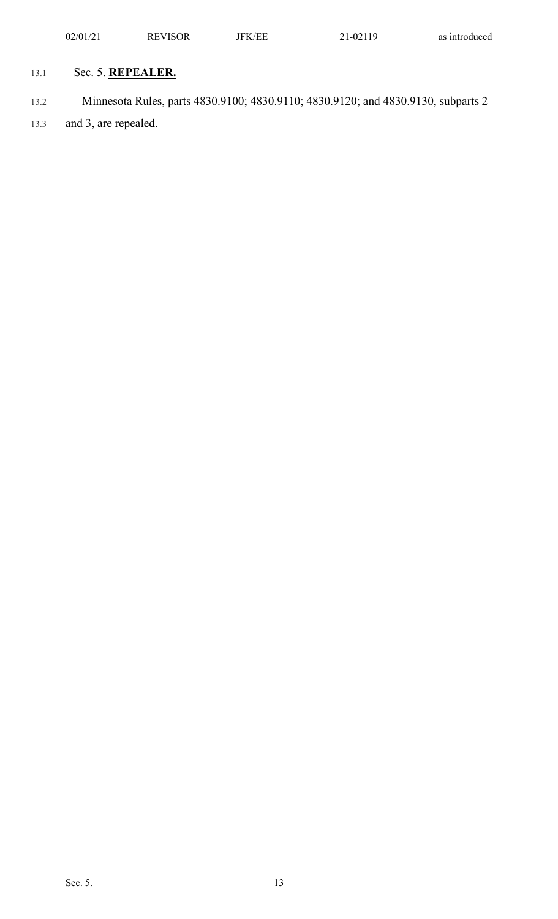Sec. 5. **REPEALER.**

Minnesota Rules, parts 4830.9100; 4830.9110; 4830.9120; and 4830.9130, subparts 2 and 3, are repealed.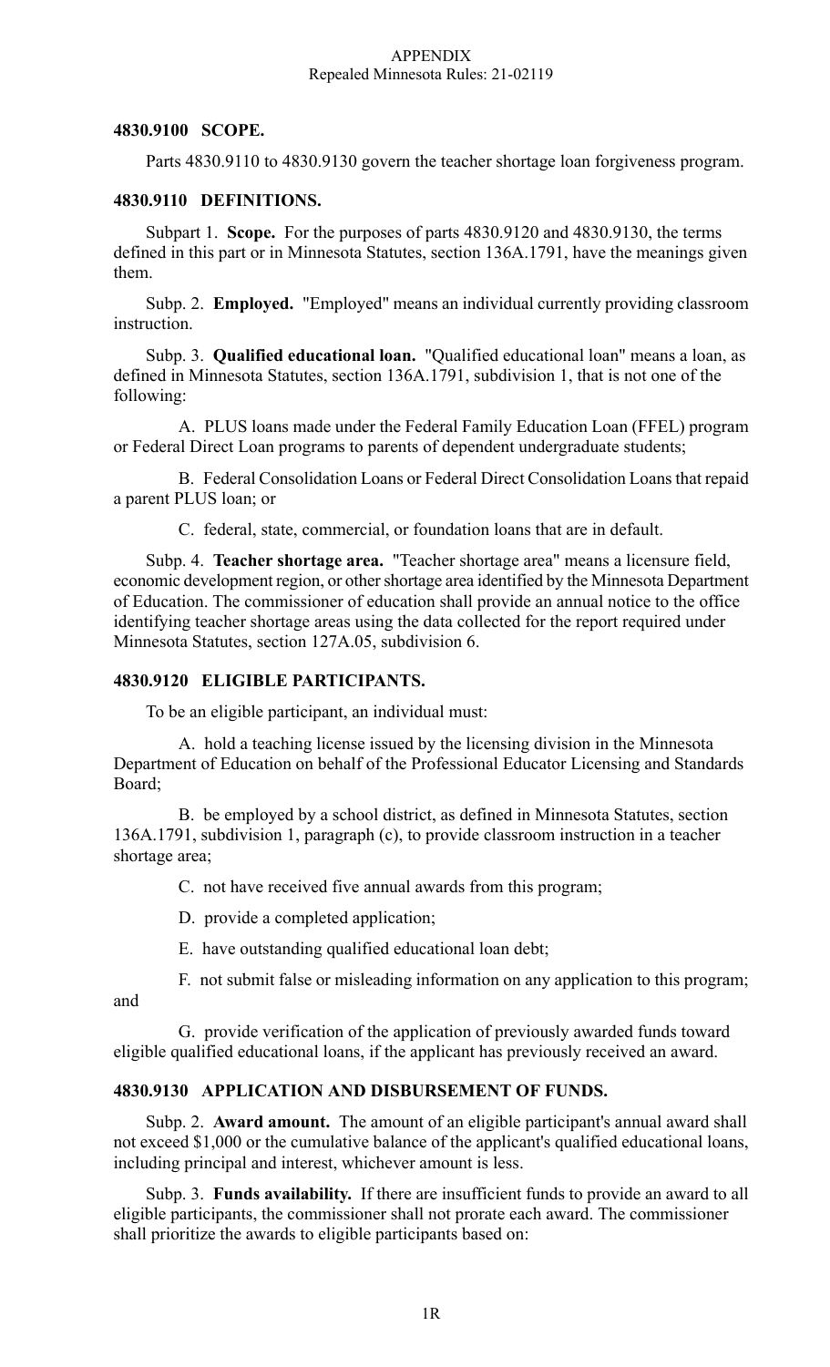APPENDIX
Repealed Minnesota Rules: 21-02119

**4830.9100 SCOPE.**

Parts 4830.9110 to 4830.9130 govern the teacher shortage loan forgiveness program.

**4830.9110 DEFINITIONS.**

Subpart 1. **Scope.** For the purposes of parts 4830.9120 and 4830.9130, the terms defined in this part or in Minnesota Statutes, section 136A.1791, have the meanings given them.

Subp. 2. **Employed.** "Employed" means an individual currently providing classroom instruction.

Subp. 3. **Qualified educational loan.** "Qualified educational loan" means a loan, as defined in Minnesota Statutes, section 136A.1791, subdivision 1, that is not one of the following:

A. PLUS loans made under the Federal Family Education Loan (FFEL) program or Federal Direct Loan programs to parents of dependent undergraduate students;

B. Federal Consolidation Loans or Federal Direct Consolidation Loans that repaid a parent PLUS loan; or

C. federal, state, commercial, or foundation loans that are in default.

Subp. 4. **Teacher shortage area.** "Teacher shortage area" means a licensure field, economic development region, or other shortage area identified by the Minnesota Department of Education. The commissioner of education shall provide an annual notice to the office identifying teacher shortage areas using the data collected for the report required under Minnesota Statutes, section 127A.05, subdivision 6.

**4830.9120 ELIGIBLE PARTICIPANTS.**

To be an eligible participant, an individual must:

A. hold a teaching license issued by the licensing division in the Minnesota Department of Education on behalf of the Professional Educator Licensing and Standards Board;

B. be employed by a school district, as defined in Minnesota Statutes, section 136A.1791, subdivision 1, paragraph (c), to provide classroom instruction in a teacher shortage area;

C. not have received five annual awards from this program;

D. provide a completed application;

E. have outstanding qualified educational loan debt;

F. not submit false or misleading information on any application to this program; and

G. provide verification of the application of previously awarded funds toward eligible qualified educational loans, if the applicant has previously received an award.

**4830.9130 APPLICATION AND DISBURSEMENT OF FUNDS.**

Subp. 2. **Award amount.** The amount of an eligible participant's annual award shall not exceed $1,000 or the cumulative balance of the applicant's qualified educational loans, including principal and interest, whichever amount is less.

Subp. 3. **Funds availability.** If there are insufficient funds to provide an award to all eligible participants, the commissioner shall not prorate each award. The commissioner shall prioritize the awards to eligible participants based on: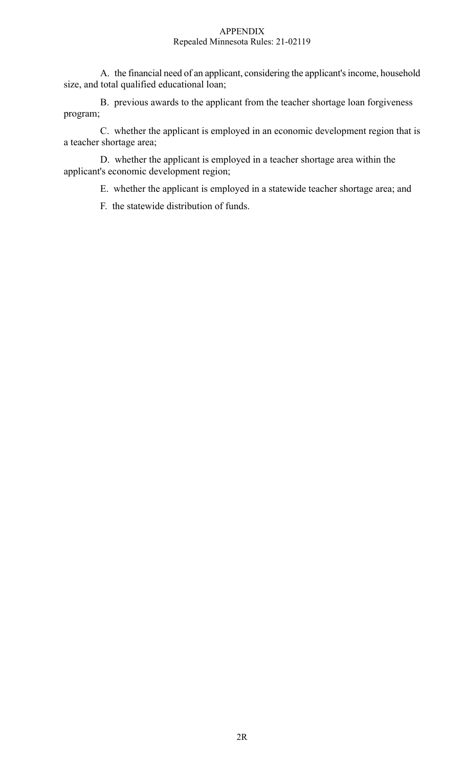A. the financial need of an applicant, considering the applicant's income, household size, and total qualified educational loan;

B. previous awards to the applicant from the teacher shortage loan forgiveness program;

C. whether the applicant is employed in an economic development region that is a teacher shortage area;

D. whether the applicant is employed in a teacher shortage area within the applicant's economic development region;

E. whether the applicant is employed in a statewide teacher shortage area; and

F. the statewide distribution of funds.